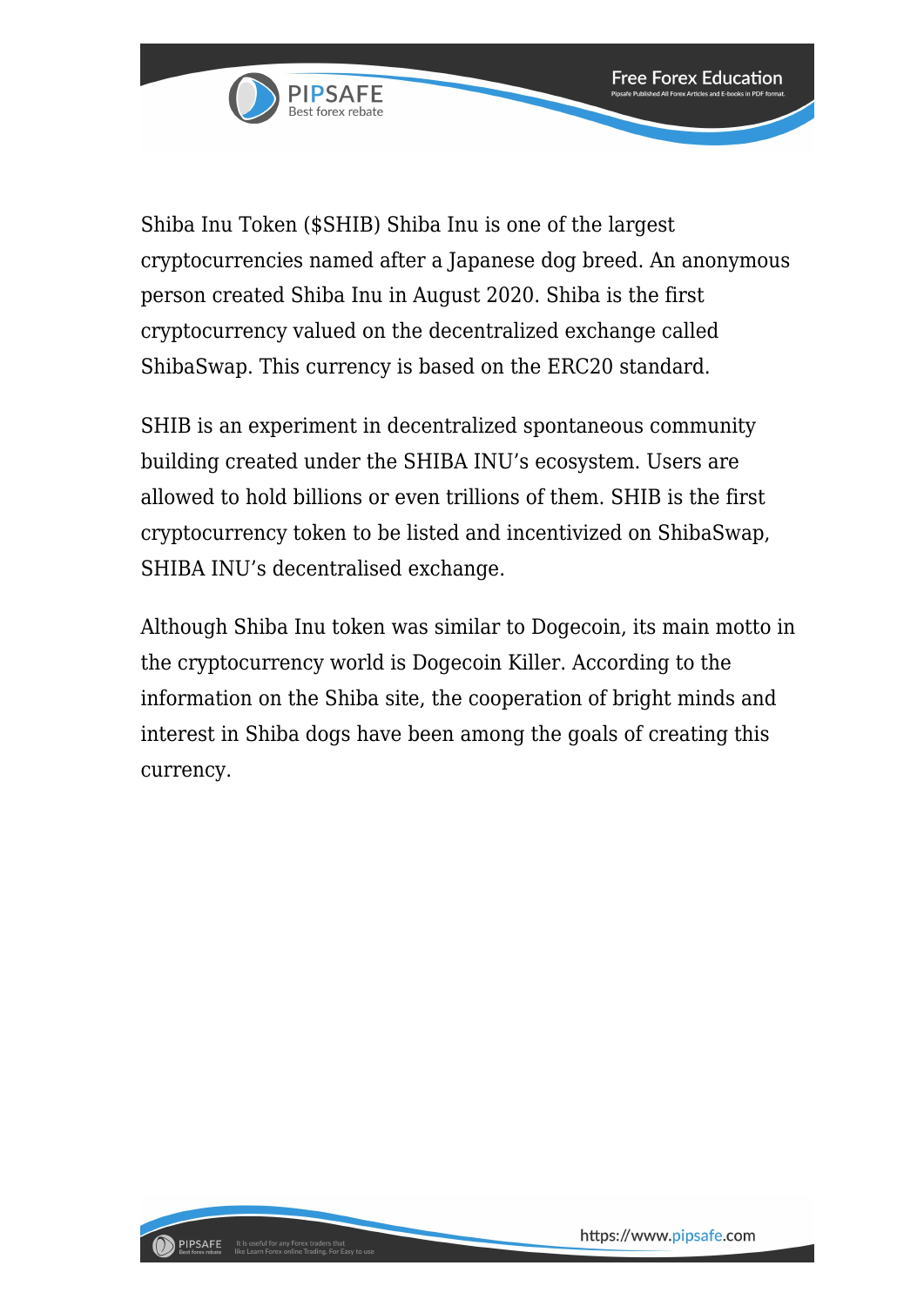Shiba Inu Token ($SHIB) Shiba Inu is one of the largest cryptocurrencies named after a Japanese dog breed. An anonymous person created Shiba Inu in August 2020. Shiba is the first cryptocurrency valued on the decentralized exchange called ShibaSwap. This currency is based on the ERC20 standard.

SHIB is an experiment in decentralized spontaneous community building created under the SHIBA INU's ecosystem. Users are allowed to hold billions or even trillions of them. SHIB is the first cryptocurrency token to be listed and incentivized on ShibaSwap, SHIBA INU's decentralised exchange.

Although Shiba Inu token was similar to Dogecoin, its main motto in the cryptocurrency world is Dogecoin Killer. According to the information on the Shiba site, the cooperation of bright minds and interest in Shiba dogs have been among the goals of creating this currency.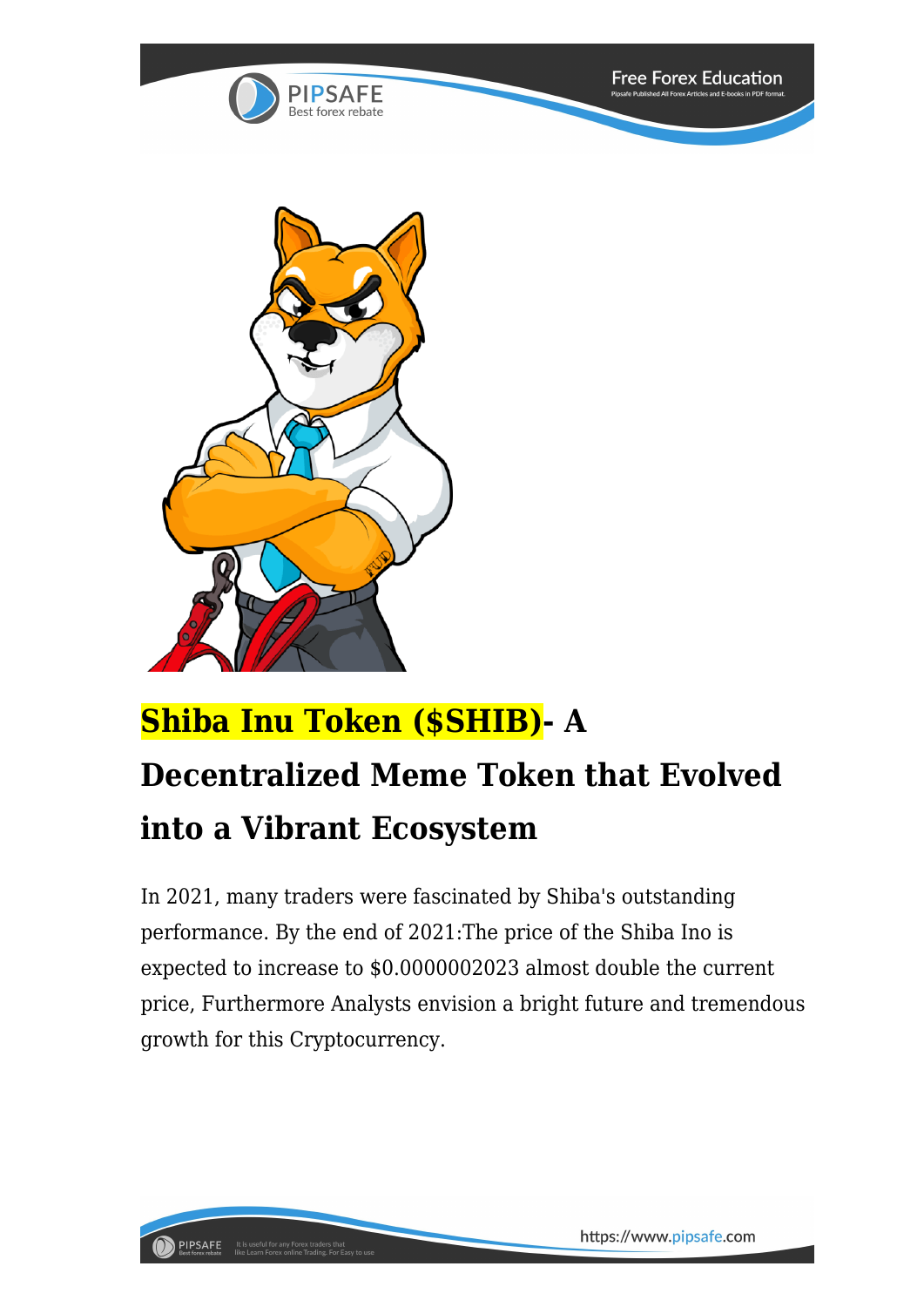# Shiba Inu Token ($SHIB)- A Decentralized Meme Token that Evolved into a Vibrant Ecosystem

In 2021, many traders were fascinated by Shiba's outstanding performance. By the end of 2021:The price of the Shiba Ino is expected to increase to $0.0000002023 almost double the current price, Furthermore Analysts envision a bright future and tremendous growth for this Cryptocurrency.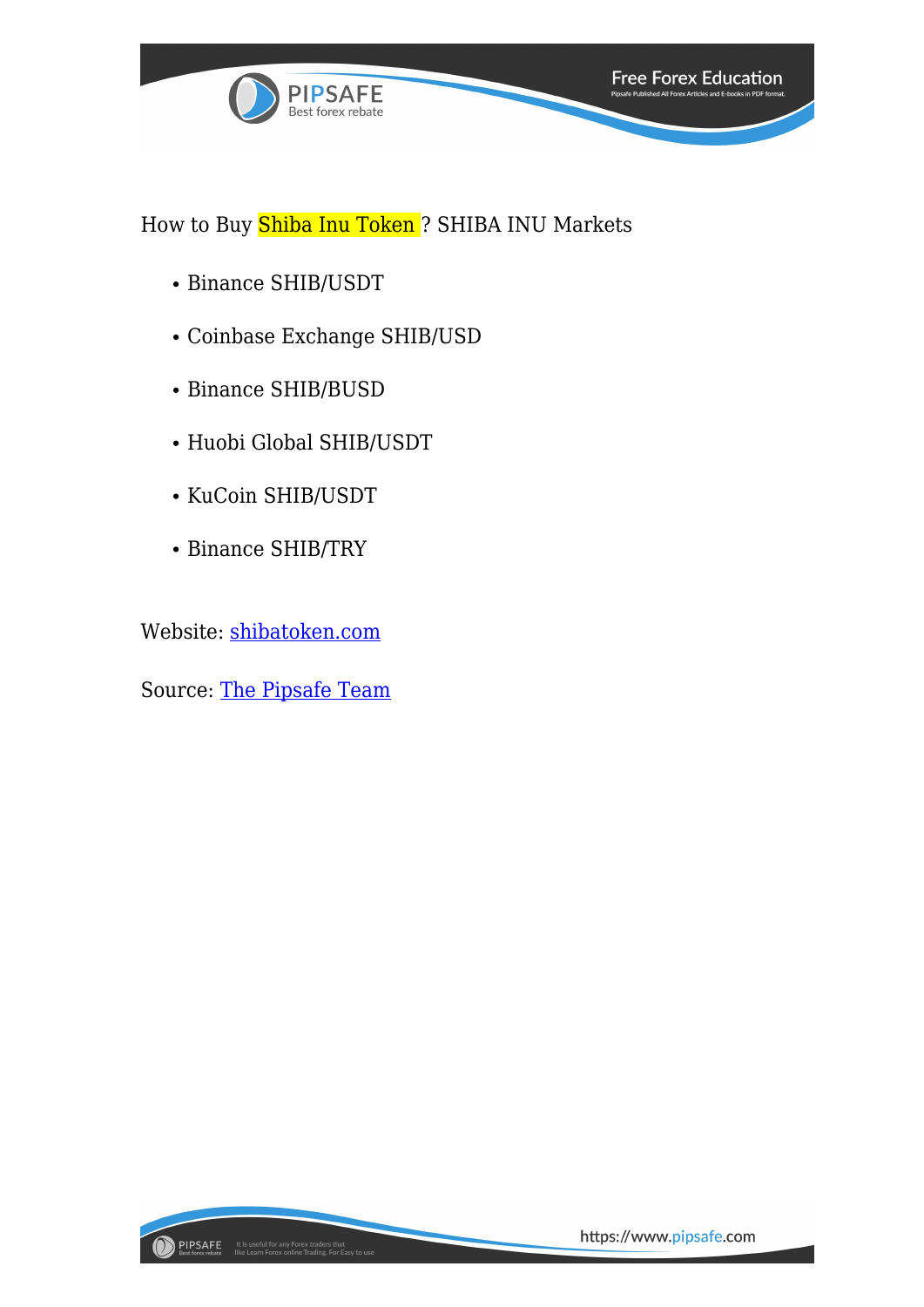How to Buy Shiba Inu Token ? SHIBA INU Markets

- Binance SHIB/USDT
- Coinbase Exchange SHIB/USD
- Binance SHIB/BUSD
- Huobi Global SHIB/USDT
- KuCoin SHIB/USDT
- Binance SHIB/TRY

Website: shibatoken.com

Source: The Pipsafe Team